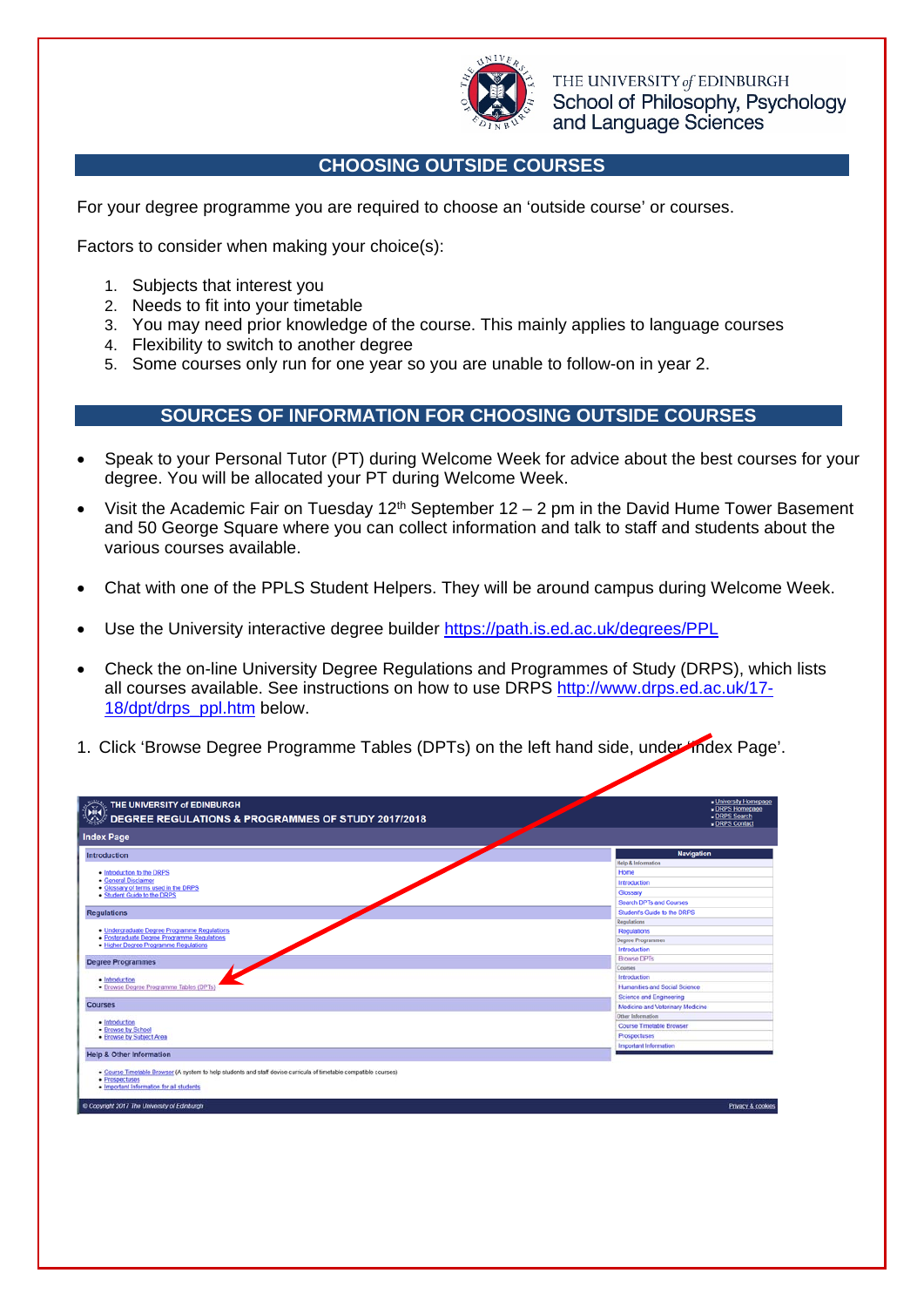THE UNIVERSITY *of* EDINBURGH
School of Philosophy, Psychology and Language Sciences

## CHOOSING OUTSIDE COURSES

For your degree programme you are required to choose an 'outside course' or courses.

Factors to consider when making your choice(s):

1. Subjects that interest you
2. Needs to fit into your timetable
3. You may need prior knowledge of the course. This mainly applies to language courses
4. Flexibility to switch to another degree
5. Some courses only run for one year so you are unable to follow-on in year 2.

## SOURCES OF INFORMATION FOR CHOOSING OUTSIDE COURSES

- Speak to your Personal Tutor (PT) during Welcome Week for advice about the best courses for your degree. You will be allocated your PT during Welcome Week.
- Visit the Academic Fair on Tuesday 12th September 12 – 2 pm in the David Hume Tower Basement and 50 George Square where you can collect information and talk to staff and students about the various courses available.
- Chat with one of the PPLS Student Helpers. They will be around campus during Welcome Week.
- Use the University interactive degree builder https://path.is.ed.ac.uk/degrees/PPL
- Check the on-line University Degree Regulations and Programmes of Study (DRPS), which lists all courses available. See instructions on how to use DRPS http://www.drps.ed.ac.uk/17-18/dpt/drps_ppl.htm below.

1. Click 'Browse Degree Programme Tables (DPTs) on the left hand side, under 'Index Page'.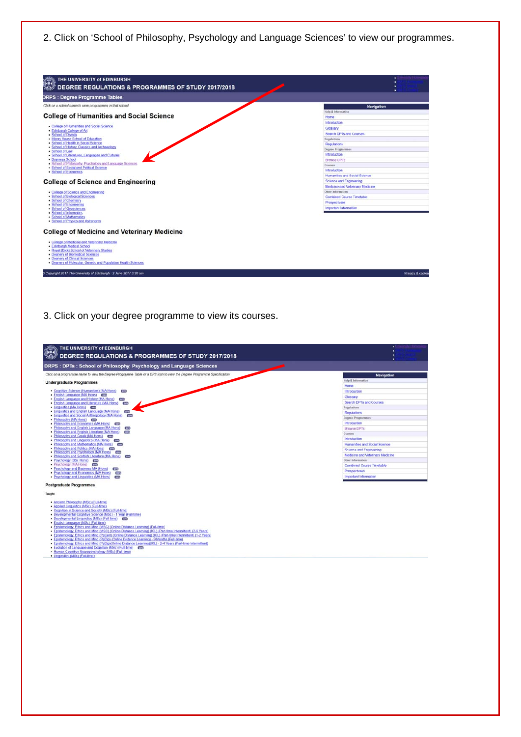2. Click on 'School of Philosophy, Psychology and Language Sciences' to view our programmes.

THE UNIVERSITY of EDINBURGH
DEGREE REGULATIONS & PROGRAMMES OF STUDY 2017/2018

DRPS : Degree Programme Tables

*Click on a school name to view programmes in that school*

## College of Humanities and Social Science

- College of Humanities and Social Science
- Edinburgh College of Art
- School of Divinity
- Moray House School of Education
- School of Health in Social Science
- School of History, Classics and Archaeology
- School of Law
- School of Literatures, Languages and Cultures
- Business School
- School of Philosophy, Psychology and Language Sciences
- School of Social and Political Science
- School of Economics

## College of Science and Engineering

- College of Science and Engineering
- School of Biological Sciences
- School of Chemistry
- School of Engineering
- School of Geosciences
- School of Informatics
- School of Mathematics
- School of Physics and Astronomy

## College of Medicine and Veterinary Medicine

- College of Medicine and Veterinary Medicine
- Edinburgh Medical School
- Royal (Dick) School of Veterinary Studies
- Deanery of Biomedical Sciences
- Deanery of Clinical Sciences
- Deanery of Molecular, Genetic and Population Health Sciences

**Navigation**

Help & Information
- Home
- Introduction
- Glossary
- Search DPTs and Courses

Regulations
- Regulations

Degree Programmes
- Introduction
- Browse DPTs

Courses
- Introduction
- Humanities and Social Science
- Science and Engineering
- Medicine and Veterinary Medicine

Other Information
- Combined Course Timetable
- Prospectuses
- Important Information

© Copyright 2017 The University of Edinburgh - 2 June 2017 3:30 am — Privacy & cookies

3. Click on your degree programme to view its courses.

THE UNIVERSITY of EDINBURGH
DEGREE REGULATIONS & PROGRAMMES OF STUDY 2017/2018

DRPS : DPTs : School of Philosophy, Psychology and Language Sciences

*Click on a programme name to view the Degree Programme Table or a DPS icon to view the Degree Programme Specification*

### Undergraduate Programmes

- Cognitive Science (Humanities) (MA Hons)
- English Language (MA Hons)
- English Language and History (MA Hons)
- English Language and Literature (MA Hons)
- Linguistics (MA Hons)
- Linguistics and English Language (MA Hons)
- Linguistics and Social Anthropology (MA Hons)
- Philosophy (MA Hons)
- Philosophy and Economics (MA Hons)
- Philosophy and English Language (MA Hons)
- Philosophy and English Literature (MA Hons)
- Philosophy and Greek (MA Hons)
- Philosophy and Linguistics (MA Hons)
- Philosophy and Mathematics (MA Hons)
- Philosophy and Politics (MA Hons)
- Philosophy and Psychology (MA Hons)
- Philosophy and Scottish Literature (MA Hons)
- Psychology (BSc Hons)
- Psychology (MA Hons)
- Psychology and Business MA (Hons)
- Psychology and Economics (MA Hons)
- Psychology and Linguistics (MA Hons)

### Postgraduate Programmes

Taught

- Ancient Philosophy (MSc) (Full-time)
- Applied Linguistics (MSc) (Full-time)
- Cognition in Science and Society (MSc) (Full-time)
- Developmental Cognitive Science (MSc) - 1 Year (Full-time)
- Developmental Linguistics (MSc) (Full-time)
- English Language (MSc) (Full-time)
- Epistemology, Ethics and Mind (MSc) (Online Distance Learning) (Full-time)
- Epistemology, Ethics and Mind (MSc) (Online Distance Learning) (ICL) (Part-time Intermittent) (2-6 Years)
- Epistemology, Ethics and Mind (PgCert) (Online Distance Learning) (ICL) (Part-time Intermittent) (1-2 Years)
- Epistemology, Ethics and Mind (PgDip) (Online Distance Learning) - 9 Months (Full-time)
- Epistemology, Ethics and Mind (PgDip)(Online Distance Learning)(ICL) - 2-4 Years (Part-time Intermittent)
- Evolution of Language and Cognition (MSc) (Full-time)
- Human Cognitive Neuropsychology (MSc) (Full-time)
- Linguistics (MSc) (Full-time)

**Navigation**

Help & Information
- Home
- Introduction
- Glossary
- Search DPTs and Courses

Regulations
- Regulations

Degree Programmes
- Introduction
- Browse DPTs

Courses
- Introduction
- Humanities and Social Science
- Science and Engineering
- Medicine and Veterinary Medicine

Other Information
- Combined Course Timetable
- Prospectuses
- Important Information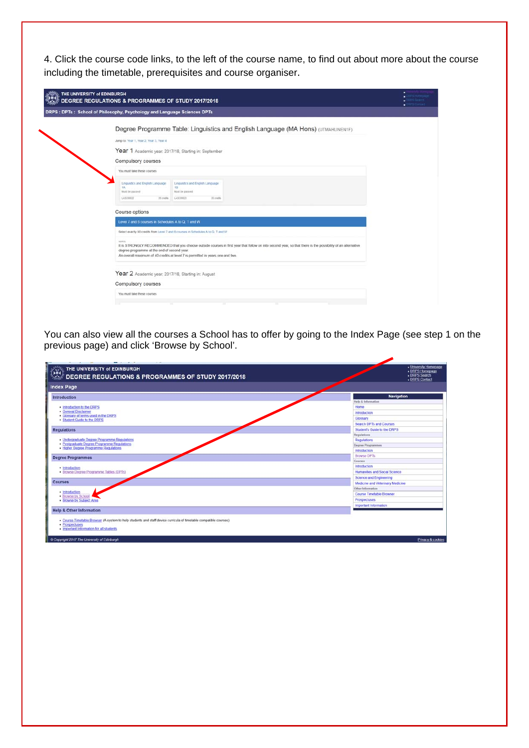4. Click the course code links, to the left of the course name, to find out about more about the course including the timetable, prerequisites and course organiser.

You can also view all the courses a School has to offer by going to the Index Page (see step 1 on the previous page) and click ‘Browse by School’.